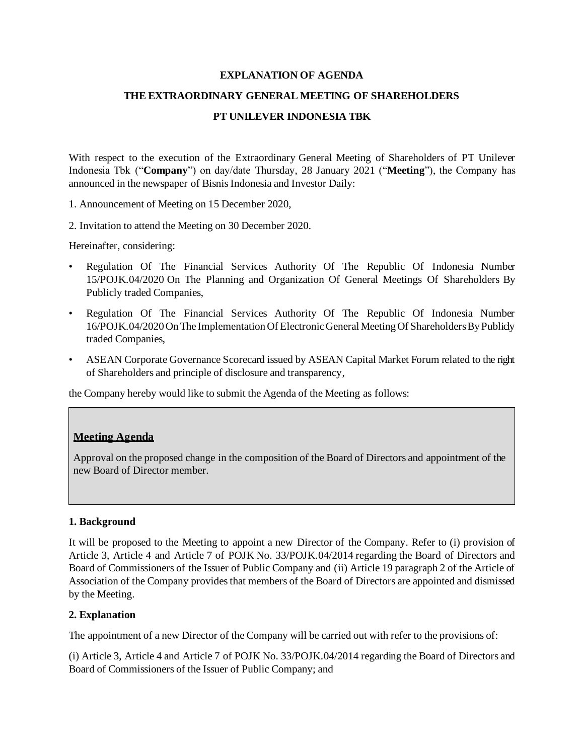**EXPLANATION OF AGENDA**

**THE EXTRAORDINARY GENERAL MEETING OF SHAREHOLDERS**

**PT UNILEVER INDONESIA TBK**

With respect to the execution of the Extraordinary General Meeting of Shareholders of PT Unilever Indonesia Tbk ("**Company**") on day/date Thursday, 28 January 2021 ("**Meeting**"), the Company has announced in the newspaper of Bisnis Indonesia and Investor Daily:

1. Announcement of Meeting on 15 December 2020,

2. Invitation to attend the Meeting on 30 December 2020.

Hereinafter, considering:

- Regulation Of The Financial Services Authority Of The Republic Of Indonesia Number 15/POJK.04/2020 On The Planning and Organization Of General Meetings Of Shareholders By Publicly traded Companies,
- Regulation Of The Financial Services Authority Of The Republic Of Indonesia Number 16/POJK.04/2020 On The Implementation Of Electronic General Meeting Of Shareholders By Publicly traded Companies,
- ASEAN Corporate Governance Scorecard issued by ASEAN Capital Market Forum related to the right of Shareholders and principle of disclosure and transparency,

the Company hereby would like to submit the Agenda of the Meeting as follows:

**Meeting Agenda**

Approval on the proposed change in the composition of the Board of Directors and appointment of the new Board of Director member.

**1. Background**

It will be proposed to the Meeting to appoint a new Director of the Company. Refer to (i) provision of Article 3, Article 4 and Article 7 of POJK No. 33/POJK.04/2014 regarding the Board of Directors and Board of Commissioners of the Issuer of Public Company and (ii) Article 19 paragraph 2 of the Article of Association of the Company provides that members of the Board of Directors are appointed and dismissed by the Meeting.

**2. Explanation**

The appointment of a new Director of the Company will be carried out with refer to the provisions of:

(i) Article 3, Article 4 and Article 7 of POJK No. 33/POJK.04/2014 regarding the Board of Directors and Board of Commissioners of the Issuer of Public Company; and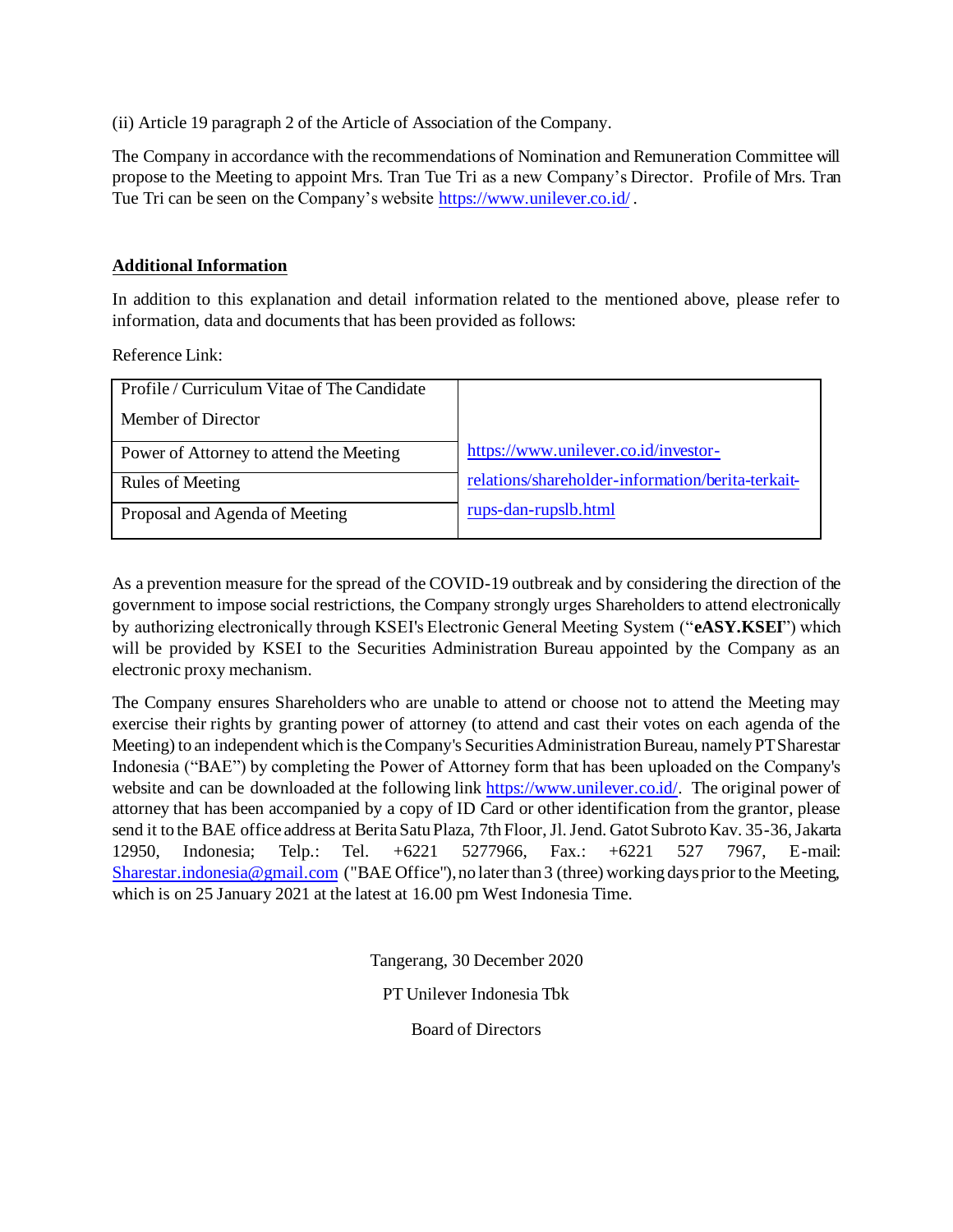(ii) Article 19 paragraph 2 of the Article of Association of the Company.

The Company in accordance with the recommendations of Nomination and Remuneration Committee will propose to the Meeting to appoint Mrs. Tran Tue Tri as a new Company's Director. Profile of Mrs. Tran Tue Tri can be seen on the Company's website https://www.unilever.co.id/ .

**Additional Information**

In addition to this explanation and detail information related to the mentioned above, please refer to information, data and documents that has been provided as follows:

Reference Link:

| | |
|---|---|
| Profile / Curriculum Vitae of The Candidate Member of Director | https://www.unilever.co.id/investor-relations/shareholder-information/berita-terkait-rups-dan-rupslb.html |
| Power of Attorney to attend the Meeting | |
| Rules of Meeting | |
| Proposal and Agenda of Meeting | |

As a prevention measure for the spread of the COVID-19 outbreak and by considering the direction of the government to impose social restrictions, the Company strongly urges Shareholders to attend electronically by authorizing electronically through KSEI's Electronic General Meeting System ("**eASY.KSEI**") which will be provided by KSEI to the Securities Administration Bureau appointed by the Company as an electronic proxy mechanism.

The Company ensures Shareholders who are unable to attend or choose not to attend the Meeting may exercise their rights by granting power of attorney (to attend and cast their votes on each agenda of the Meeting) to an independent which is the Company's Securities Administration Bureau, namely PT Sharestar Indonesia ("BAE") by completing the Power of Attorney form that has been uploaded on the Company's website and can be downloaded at the following link https://www.unilever.co.id/. The original power of attorney that has been accompanied by a copy of ID Card or other identification from the grantor, please send it to the BAE office address at Berita Satu Plaza, 7th Floor, Jl. Jend. Gatot Subroto Kav. 35-36, Jakarta 12950, Indonesia; Telp.: Tel. +6221 5277966, Fax.: +6221 527 7967, E-mail: Sharestar.indonesia@gmail.com ("BAE Office"), no later than 3 (three) working days prior to the Meeting, which is on 25 January 2021 at the latest at 16.00 pm West Indonesia Time.

Tangerang, 30 December 2020

PT Unilever Indonesia Tbk

Board of Directors